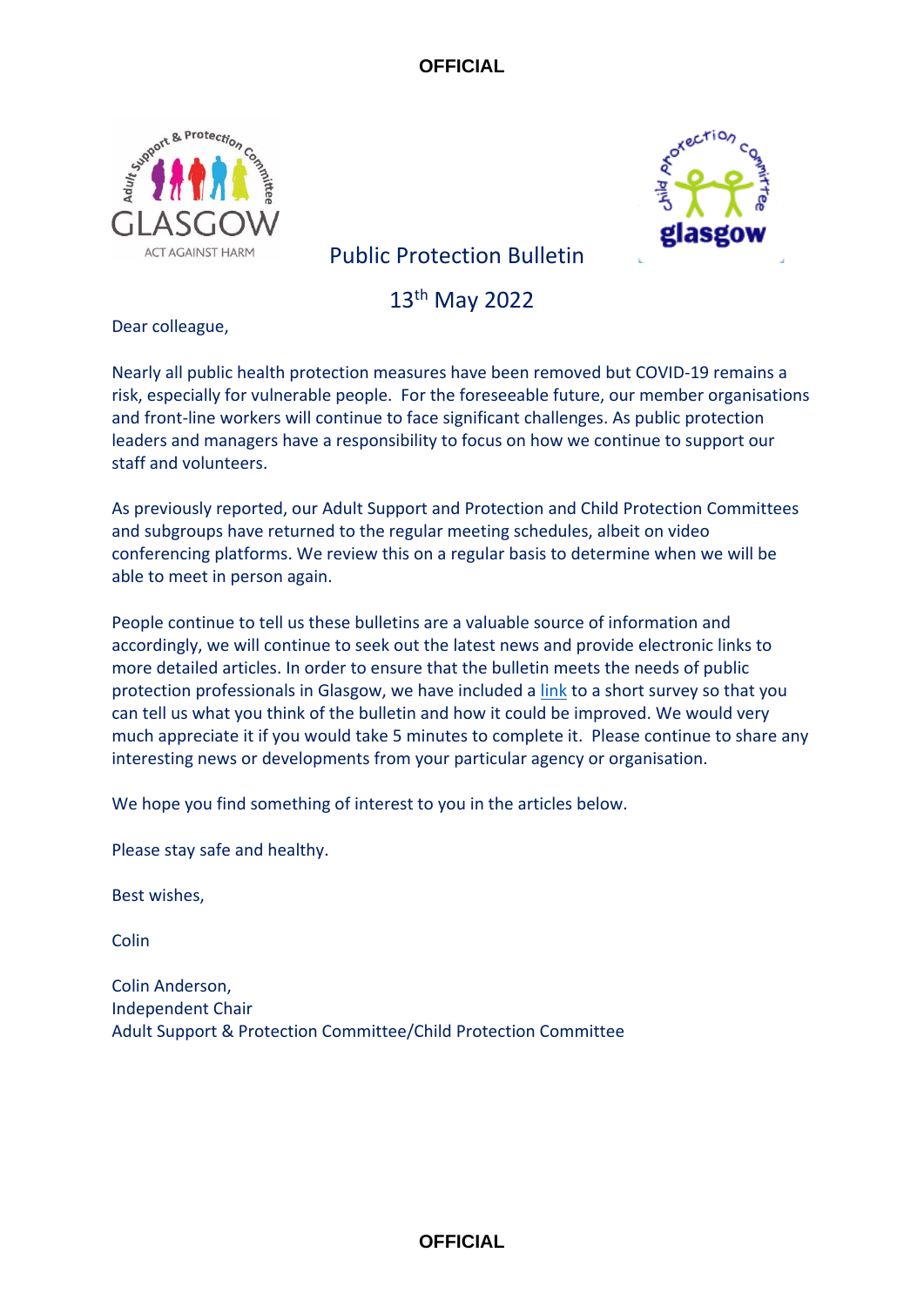# Public Protection Bulletin

## 13th May 2022

Dear colleague,

Nearly all public health protection measures have been removed but COVID-19 remains a risk, especially for vulnerable people. For the foreseeable future, our member organisations and front-line workers will continue to face significant challenges. As public protection leaders and managers have a responsibility to focus on how we continue to support our staff and volunteers.

As previously reported, our Adult Support and Protection and Child Protection Committees and subgroups have returned to the regular meeting schedules, albeit on video conferencing platforms. We review this on a regular basis to determine when we will be able to meet in person again.

People continue to tell us these bulletins are a valuable source of information and accordingly, we will continue to seek out the latest news and provide electronic links to more detailed articles. In order to ensure that the bulletin meets the needs of public protection professionals in Glasgow, we have included a link to a short survey so that you can tell us what you think of the bulletin and how it could be improved. We would very much appreciate it if you would take 5 minutes to complete it. Please continue to share any interesting news or developments from your particular agency or organisation.

We hope you find something of interest to you in the articles below.

Please stay safe and healthy.

Best wishes,

Colin

Colin Anderson,
Independent Chair
Adult Support & Protection Committee/Child Protection Committee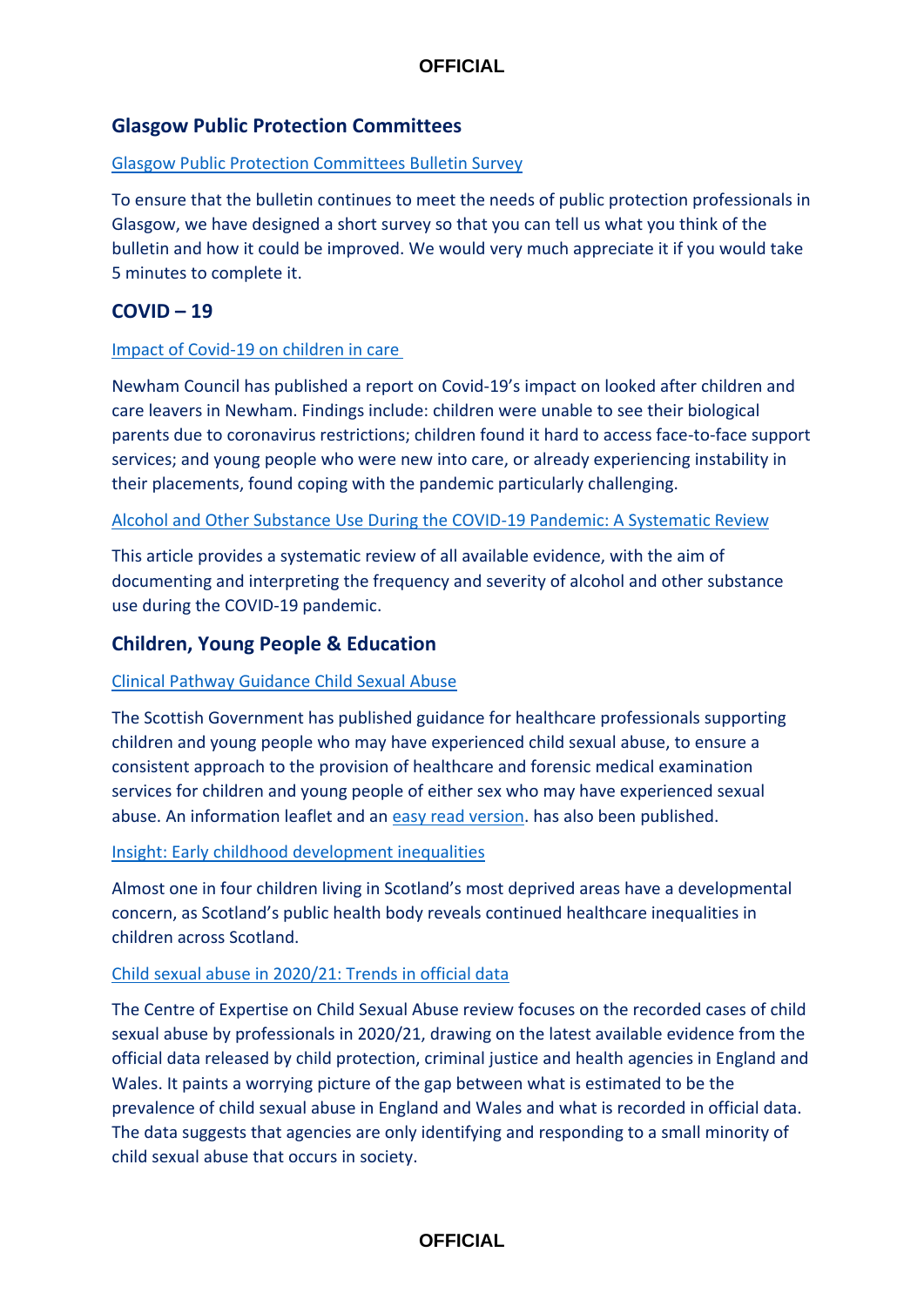## Glasgow Public Protection Committees

Glasgow Public Protection Committees Bulletin Survey

To ensure that the bulletin continues to meet the needs of public protection professionals in Glasgow, we have designed a short survey so that you can tell us what you think of the bulletin and how it could be improved. We would very much appreciate it if you would take 5 minutes to complete it.

## COVID – 19

Impact of Covid-19 on children in care

Newham Council has published a report on Covid-19's impact on looked after children and care leavers in Newham. Findings include: children were unable to see their biological parents due to coronavirus restrictions; children found it hard to access face-to-face support services; and young people who were new into care, or already experiencing instability in their placements, found coping with the pandemic particularly challenging.

Alcohol and Other Substance Use During the COVID-19 Pandemic: A Systematic Review

This article provides a systematic review of all available evidence, with the aim of documenting and interpreting the frequency and severity of alcohol and other substance use during the COVID-19 pandemic.

## Children, Young People & Education

Clinical Pathway Guidance Child Sexual Abuse

The Scottish Government has published guidance for healthcare professionals supporting children and young people who may have experienced child sexual abuse, to ensure a consistent approach to the provision of healthcare and forensic medical examination services for children and young people of either sex who may have experienced sexual abuse. An information leaflet and an easy read version. has also been published.

Insight: Early childhood development inequalities

Almost one in four children living in Scotland's most deprived areas have a developmental concern, as Scotland's public health body reveals continued healthcare inequalities in children across Scotland.

Child sexual abuse in 2020/21: Trends in official data

The Centre of Expertise on Child Sexual Abuse review focuses on the recorded cases of child sexual abuse by professionals in 2020/21, drawing on the latest available evidence from the official data released by child protection, criminal justice and health agencies in England and Wales. It paints a worrying picture of the gap between what is estimated to be the prevalence of child sexual abuse in England and Wales and what is recorded in official data. The data suggests that agencies are only identifying and responding to a small minority of child sexual abuse that occurs in society.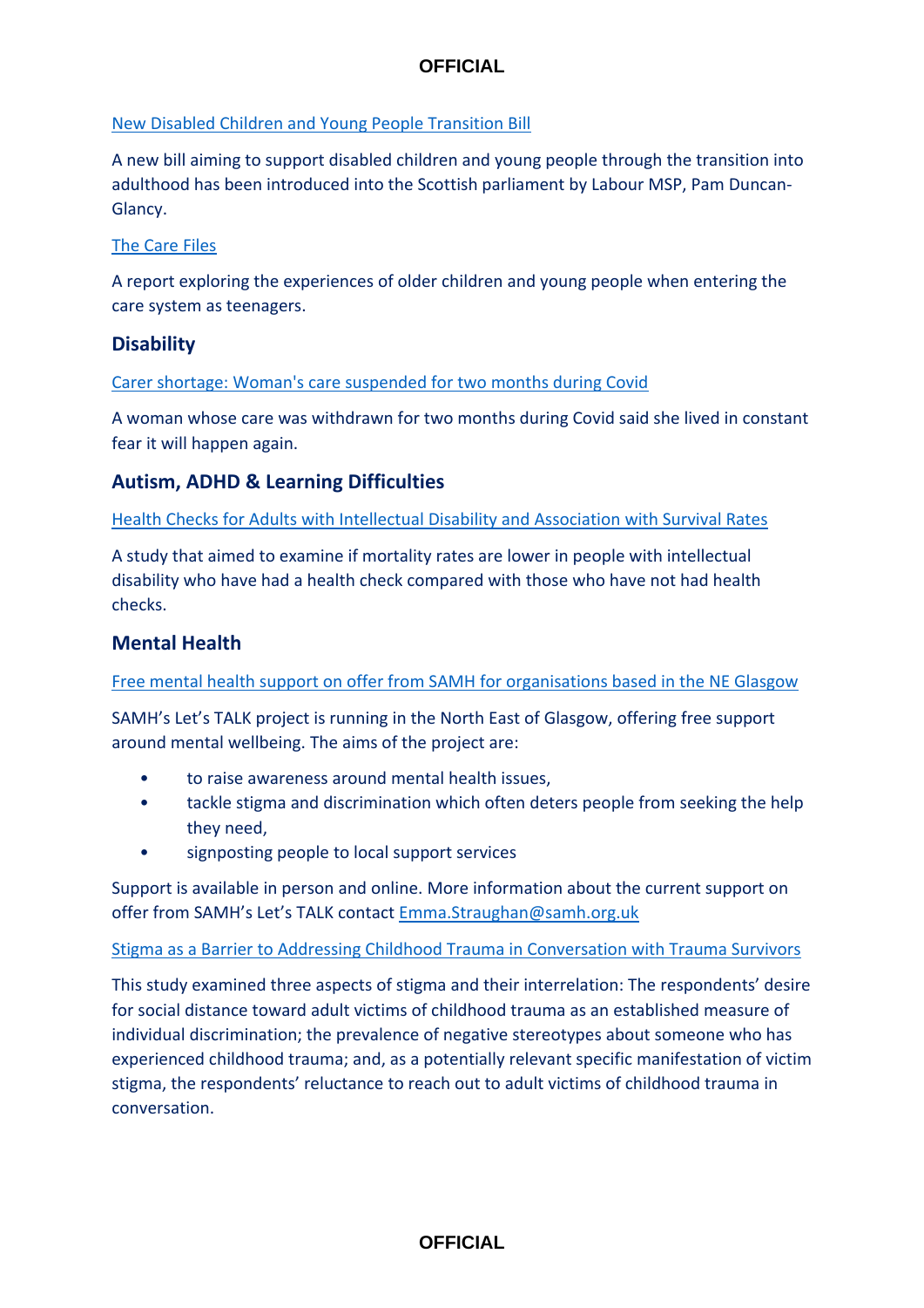New Disabled Children and Young People Transition Bill

A new bill aiming to support disabled children and young people through the transition into adulthood has been introduced into the Scottish parliament by Labour MSP, Pam Duncan-Glancy.

The Care Files

A report exploring the experiences of older children and young people when entering the care system as teenagers.

## Disability

Carer shortage: Woman's care suspended for two months during Covid

A woman whose care was withdrawn for two months during Covid said she lived in constant fear it will happen again.

## Autism, ADHD & Learning Difficulties

Health Checks for Adults with Intellectual Disability and Association with Survival Rates

A study that aimed to examine if mortality rates are lower in people with intellectual disability who have had a health check compared with those who have not had health checks.

## Mental Health

Free mental health support on offer from SAMH for organisations based in the NE Glasgow

SAMH's Let's TALK project is running in the North East of Glasgow, offering free support around mental wellbeing. The aims of the project are:

- to raise awareness around mental health issues,
- tackle stigma and discrimination which often deters people from seeking the help they need,
- signposting people to local support services

Support is available in person and online. More information about the current support on offer from SAMH's Let's TALK contact Emma.Straughan@samh.org.uk

Stigma as a Barrier to Addressing Childhood Trauma in Conversation with Trauma Survivors

This study examined three aspects of stigma and their interrelation: The respondents' desire for social distance toward adult victims of childhood trauma as an established measure of individual discrimination; the prevalence of negative stereotypes about someone who has experienced childhood trauma; and, as a potentially relevant specific manifestation of victim stigma, the respondents' reluctance to reach out to adult victims of childhood trauma in conversation.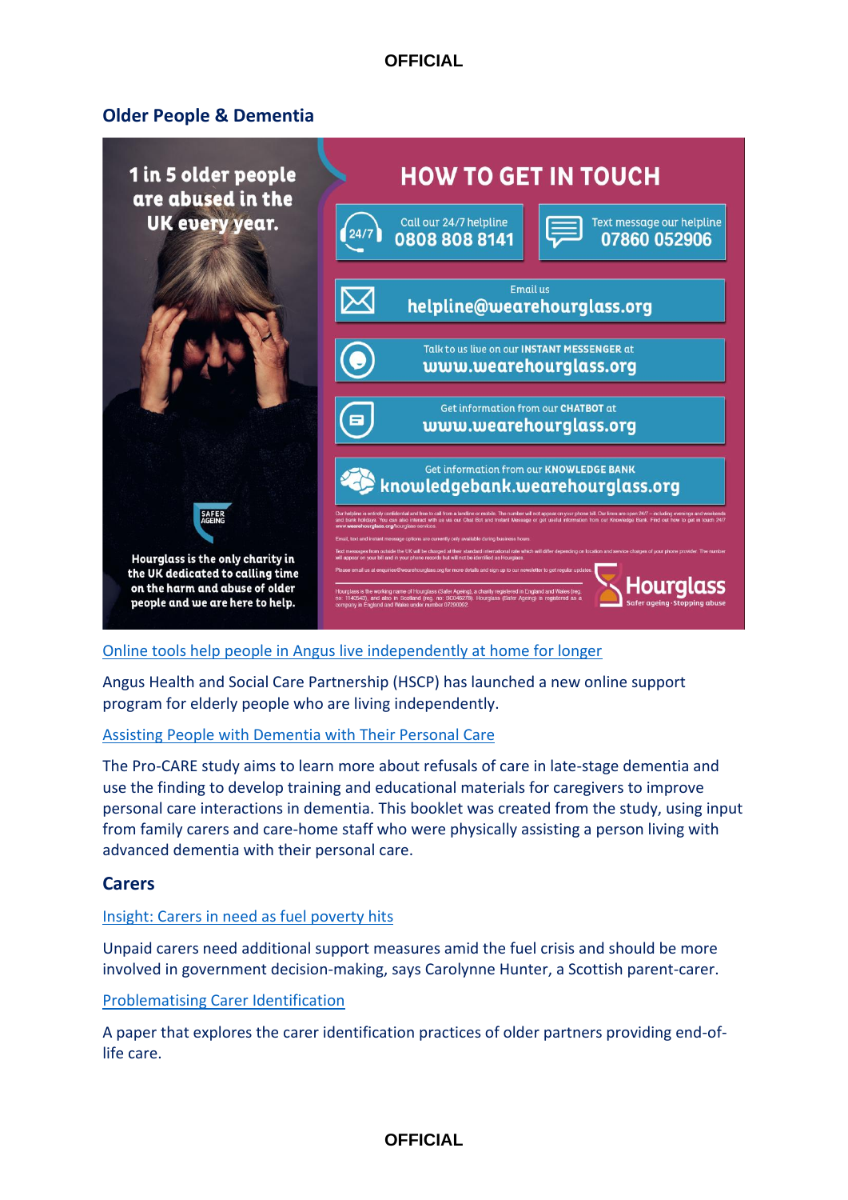## Older People & Dementia

1 in 5 older people are abused in the UK every year.

**HOW TO GET IN TOUCH**

Call our 24/7 helpline **0808 808 8141**

Text message our helpline **07860 052906**

Email us **helpline@wearehourglass.org**

Talk to us live on our **INSTANT MESSENGER** at **www.wearehourglass.org**

Get information from our **CHATBOT** at **www.wearehourglass.org**

Get information from our **KNOWLEDGE BANK** **knowledgebank.wearehourglass.org**

SAFER AGEING

Hourglass is the only charity in the UK dedicated to calling time on the harm and abuse of older people and we are here to help.

Hourglass
Safer ageing · Stopping abuse

[Online tools help people in Angus live independently at home for longer]

Angus Health and Social Care Partnership (HSCP) has launched a new online support program for elderly people who are living independently.

[Assisting People with Dementia with Their Personal Care]

The Pro-CARE study aims to learn more about refusals of care in late-stage dementia and use the finding to develop training and educational materials for caregivers to improve personal care interactions in dementia. This booklet was created from the study, using input from family carers and care-home staff who were physically assisting a person living with advanced dementia with their personal care.

## Carers

[Insight: Carers in need as fuel poverty hits]

Unpaid carers need additional support measures amid the fuel crisis and should be more involved in government decision-making, says Carolynne Hunter, a Scottish parent-carer.

[Problematising Carer Identification]

A paper that explores the carer identification practices of older partners providing end-of-life care.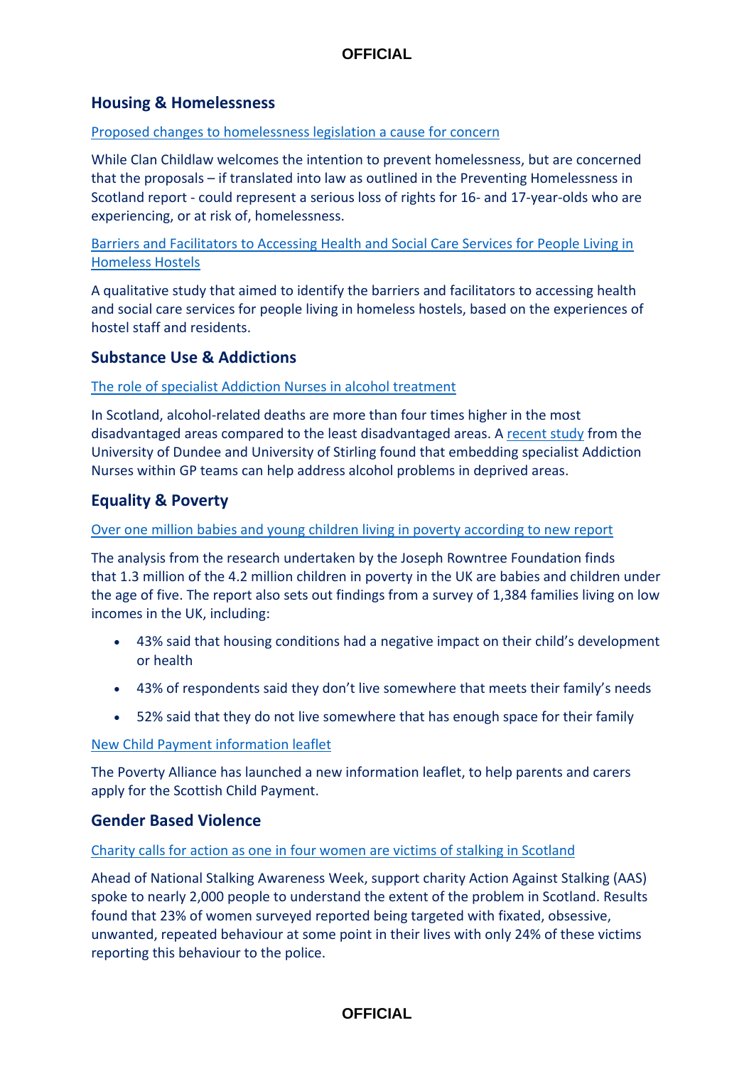## Housing & Homelessness

[Proposed changes to homelessness legislation a cause for concern]

While Clan Childlaw welcomes the intention to prevent homelessness, but are concerned that the proposals – if translated into law as outlined in the Preventing Homelessness in Scotland report - could represent a serious loss of rights for 16- and 17-year-olds who are experiencing, or at risk of, homelessness.

[Barriers and Facilitators to Accessing Health and Social Care Services for People Living in Homeless Hostels]

A qualitative study that aimed to identify the barriers and facilitators to accessing health and social care services for people living in homeless hostels, based on the experiences of hostel staff and residents.

## Substance Use & Addictions

[The role of specialist Addiction Nurses in alcohol treatment]

In Scotland, alcohol-related deaths are more than four times higher in the most disadvantaged areas compared to the least disadvantaged areas. A [recent study] from the University of Dundee and University of Stirling found that embedding specialist Addiction Nurses within GP teams can help address alcohol problems in deprived areas.

## Equality & Poverty

[Over one million babies and young children living in poverty according to new report]

The analysis from the research undertaken by the Joseph Rowntree Foundation finds that 1.3 million of the 4.2 million children in poverty in the UK are babies and children under the age of five. The report also sets out findings from a survey of 1,384 families living on low incomes in the UK, including:

- 43% said that housing conditions had a negative impact on their child's development or health
- 43% of respondents said they don't live somewhere that meets their family's needs
- 52% said that they do not live somewhere that has enough space for their family

[New Child Payment information leaflet]

The Poverty Alliance has launched a new information leaflet, to help parents and carers apply for the Scottish Child Payment.

## Gender Based Violence

[Charity calls for action as one in four women are victims of stalking in Scotland]

Ahead of National Stalking Awareness Week, support charity Action Against Stalking (AAS) spoke to nearly 2,000 people to understand the extent of the problem in Scotland. Results found that 23% of women surveyed reported being targeted with fixated, obsessive, unwanted, repeated behaviour at some point in their lives with only 24% of these victims reporting this behaviour to the police.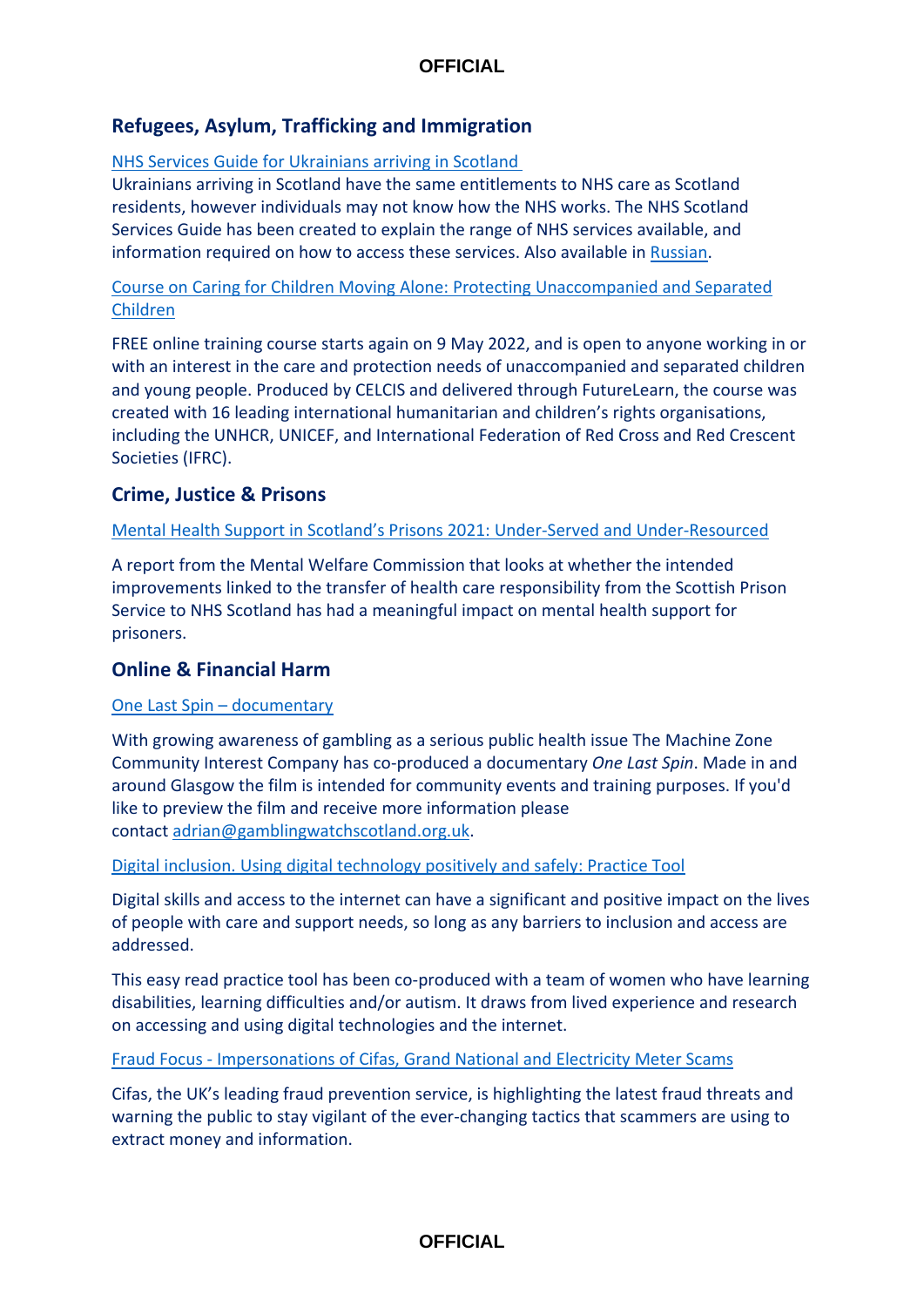## Refugees, Asylum, Trafficking and Immigration

NHS Services Guide for Ukrainians arriving in Scotland

Ukrainians arriving in Scotland have the same entitlements to NHS care as Scotland residents, however individuals may not know how the NHS works. The NHS Scotland Services Guide has been created to explain the range of NHS services available, and information required on how to access these services. Also available in Russian.

Course on Caring for Children Moving Alone: Protecting Unaccompanied and Separated Children

FREE online training course starts again on 9 May 2022, and is open to anyone working in or with an interest in the care and protection needs of unaccompanied and separated children and young people. Produced by CELCIS and delivered through FutureLearn, the course was created with 16 leading international humanitarian and children's rights organisations, including the UNHCR, UNICEF, and International Federation of Red Cross and Red Crescent Societies (IFRC).

## Crime, Justice & Prisons

Mental Health Support in Scotland's Prisons 2021: Under-Served and Under-Resourced

A report from the Mental Welfare Commission that looks at whether the intended improvements linked to the transfer of health care responsibility from the Scottish Prison Service to NHS Scotland has had a meaningful impact on mental health support for prisoners.

## Online & Financial Harm

One Last Spin – documentary

With growing awareness of gambling as a serious public health issue The Machine Zone Community Interest Company has co-produced a documentary *One Last Spin*. Made in and around Glasgow the film is intended for community events and training purposes. If you'd like to preview the film and receive more information please contact adrian@gamblingwatchscotland.org.uk.

Digital inclusion. Using digital technology positively and safely: Practice Tool

Digital skills and access to the internet can have a significant and positive impact on the lives of people with care and support needs, so long as any barriers to inclusion and access are addressed.

This easy read practice tool has been co-produced with a team of women who have learning disabilities, learning difficulties and/or autism. It draws from lived experience and research on accessing and using digital technologies and the internet.

Fraud Focus - Impersonations of Cifas, Grand National and Electricity Meter Scams

Cifas, the UK's leading fraud prevention service, is highlighting the latest fraud threats and warning the public to stay vigilant of the ever-changing tactics that scammers are using to extract money and information.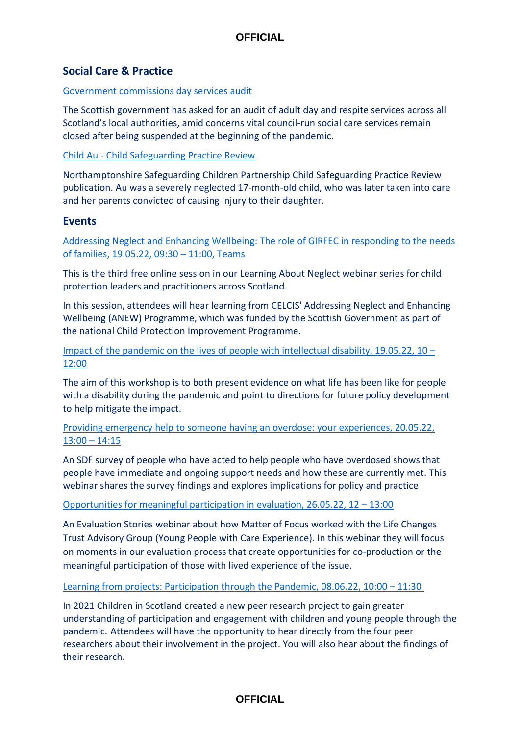## Social Care & Practice

Government commissions day services audit

The Scottish government has asked for an audit of adult day and respite services across all Scotland's local authorities, amid concerns vital council-run social care services remain closed after being suspended at the beginning of the pandemic.

Child Au - Child Safeguarding Practice Review

Northamptonshire Safeguarding Children Partnership Child Safeguarding Practice Review publication. Au was a severely neglected 17-month-old child, who was later taken into care and her parents convicted of causing injury to their daughter.

## Events

Addressing Neglect and Enhancing Wellbeing: The role of GIRFEC in responding to the needs of families, 19.05.22, 09:30 – 11:00, Teams

This is the third free online session in our Learning About Neglect webinar series for child protection leaders and practitioners across Scotland.

In this session, attendees will hear learning from CELCIS' Addressing Neglect and Enhancing Wellbeing (ANEW) Programme, which was funded by the Scottish Government as part of the national Child Protection Improvement Programme.

Impact of the pandemic on the lives of people with intellectual disability, 19.05.22, 10 – 12:00

The aim of this workshop is to both present evidence on what life has been like for people with a disability during the pandemic and point to directions for future policy development to help mitigate the impact.

Providing emergency help to someone having an overdose: your experiences, 20.05.22, 13:00 – 14:15

An SDF survey of people who have acted to help people who have overdosed shows that people have immediate and ongoing support needs and how these are currently met. This webinar shares the survey findings and explores implications for policy and practice

Opportunities for meaningful participation in evaluation, 26.05.22, 12 – 13:00

An Evaluation Stories webinar about how Matter of Focus worked with the Life Changes Trust Advisory Group (Young People with Care Experience). In this webinar they will focus on moments in our evaluation process that create opportunities for co-production or the meaningful participation of those with lived experience of the issue.

Learning from projects: Participation through the Pandemic, 08.06.22, 10:00 – 11:30

In 2021 Children in Scotland created a new peer research project to gain greater understanding of participation and engagement with children and young people through the pandemic. Attendees will have the opportunity to hear directly from the four peer researchers about their involvement in the project. You will also hear about the findings of their research.